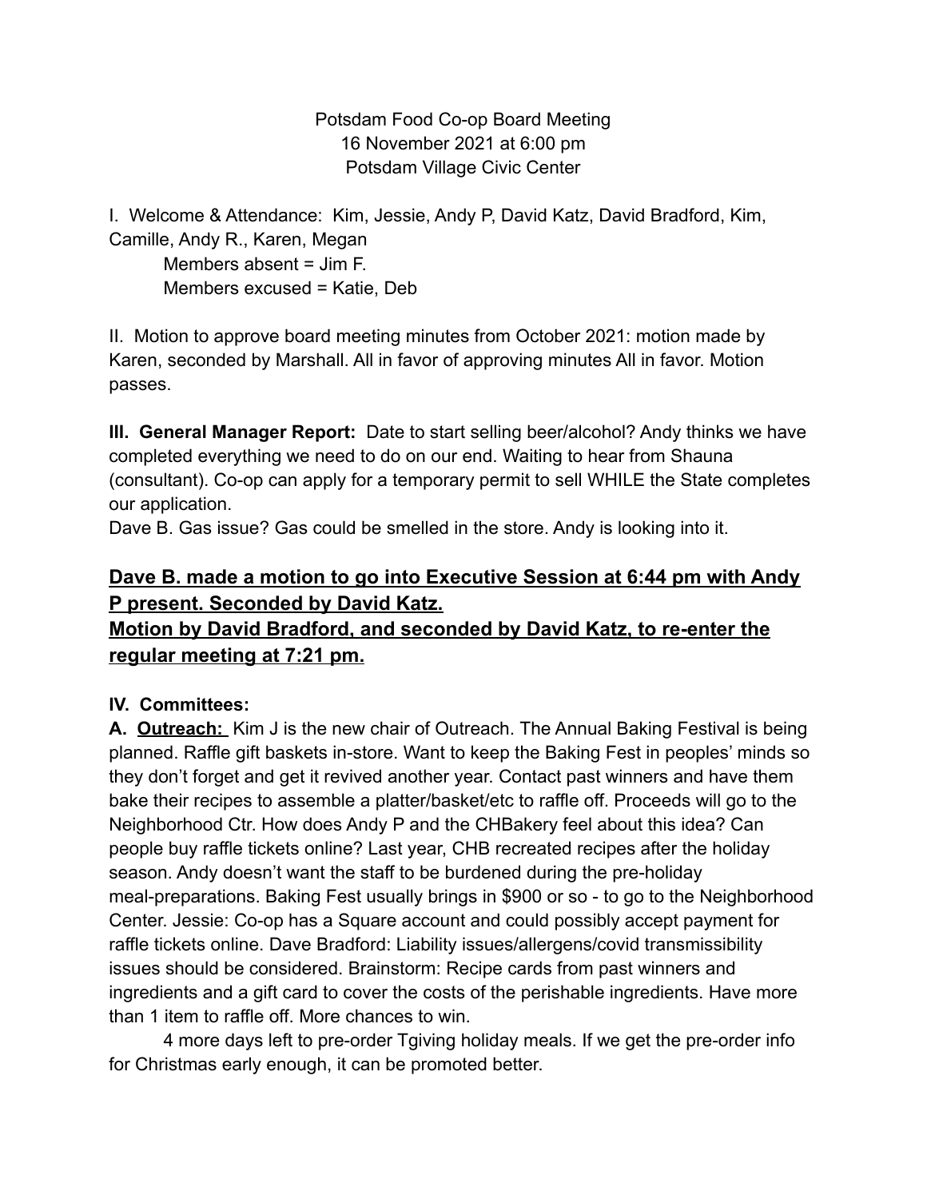Potsdam Food Co-op Board Meeting
16 November 2021 at 6:00 pm
Potsdam Village Civic Center

I. Welcome & Attendance: Kim, Jessie, Andy P, David Katz, David Bradford, Kim, Camille, Andy R., Karen, Megan

Members absent = Jim F.
Members excused = Katie, Deb

II. Motion to approve board meeting minutes from October 2021: motion made by Karen, seconded by Marshall. All in favor of approving minutes All in favor. Motion passes.

**III. General Manager Report:** Date to start selling beer/alcohol? Andy thinks we have completed everything we need to do on our end. Waiting to hear from Shauna (consultant). Co-op can apply for a temporary permit to sell WHILE the State completes our application.

Dave B. Gas issue? Gas could be smelled in the store. Andy is looking into it.

<u>**Dave B. made a motion to go into Executive Session at 6:44 pm with Andy P present. Seconded by David Katz.**</u>

<u>**Motion by David Bradford, and seconded by David Katz, to re-enter the regular meeting at 7:21 pm.**</u>

**IV. Committees:**

**A.** <u>**Outreach:**</u> Kim J is the new chair of Outreach. The Annual Baking Festival is being planned. Raffle gift baskets in-store. Want to keep the Baking Fest in peoples' minds so they don't forget and get it revived another year. Contact past winners and have them bake their recipes to assemble a platter/basket/etc to raffle off. Proceeds will go to the Neighborhood Ctr. How does Andy P and the CHBakery feel about this idea? Can people buy raffle tickets online? Last year, CHB recreated recipes after the holiday season. Andy doesn't want the staff to be burdened during the pre-holiday meal-preparations. Baking Fest usually brings in $900 or so - to go to the Neighborhood Center. Jessie: Co-op has a Square account and could possibly accept payment for raffle tickets online. Dave Bradford: Liability issues/allergens/covid transmissibility issues should be considered. Brainstorm: Recipe cards from past winners and ingredients and a gift card to cover the costs of the perishable ingredients. Have more than 1 item to raffle off. More chances to win.

4 more days left to pre-order Tgiving holiday meals. If we get the pre-order info for Christmas early enough, it can be promoted better.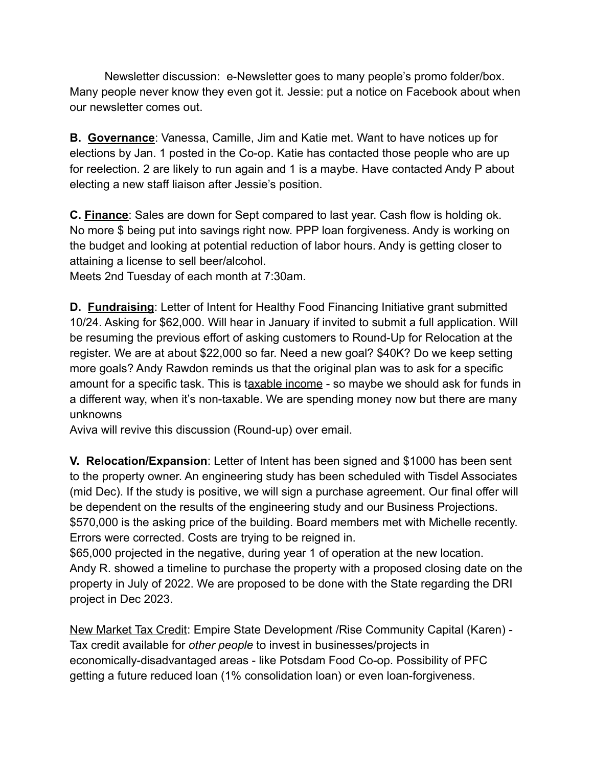Newsletter discussion: e-Newsletter goes to many people's promo folder/box. Many people never know they even got it. Jessie: put a notice on Facebook about when our newsletter comes out.

**B. <u>Governance</u>**: Vanessa, Camille, Jim and Katie met. Want to have notices up for elections by Jan. 1 posted in the Co-op. Katie has contacted those people who are up for reelection. 2 are likely to run again and 1 is a maybe. Have contacted Andy P about electing a new staff liaison after Jessie's position.

**C. <u>Finance</u>**: Sales are down for Sept compared to last year. Cash flow is holding ok. No more $ being put into savings right now. PPP loan forgiveness. Andy is working on the budget and looking at potential reduction of labor hours. Andy is getting closer to attaining a license to sell beer/alcohol.
Meets 2nd Tuesday of each month at 7:30am.

**D. <u>Fundraising</u>**: Letter of Intent for Healthy Food Financing Initiative grant submitted 10/24. Asking for $62,000. Will hear in January if invited to submit a full application. Will be resuming the previous effort of asking customers to Round-Up for Relocation at the register. We are at about $22,000 so far. Need a new goal? $40K? Do we keep setting more goals? Andy Rawdon reminds us that the original plan was to ask for a specific amount for a specific task. This is t<u>axable income</u> - so maybe we should ask for funds in a different way, when it's non-taxable. We are spending money now but there are many unknowns
Aviva will revive this discussion (Round-up) over email.

**V. Relocation/Expansion**: Letter of Intent has been signed and $1000 has been sent to the property owner. An engineering study has been scheduled with Tisdel Associates (mid Dec). If the study is positive, we will sign a purchase agreement. Our final offer will be dependent on the results of the engineering study and our Business Projections. $570,000 is the asking price of the building. Board members met with Michelle recently. Errors were corrected. Costs are trying to be reigned in.
$65,000 projected in the negative, during year 1 of operation at the new location.
Andy R. showed a timeline to purchase the property with a proposed closing date on the property in July of 2022. We are proposed to be done with the State regarding the DRI project in Dec 2023.

<u>New Market Tax Credit</u>: Empire State Development /Rise Community Capital (Karen) - Tax credit available for *other people* to invest in businesses/projects in economically-disadvantaged areas - like Potsdam Food Co-op. Possibility of PFC getting a future reduced loan (1% consolidation loan) or even loan-forgiveness.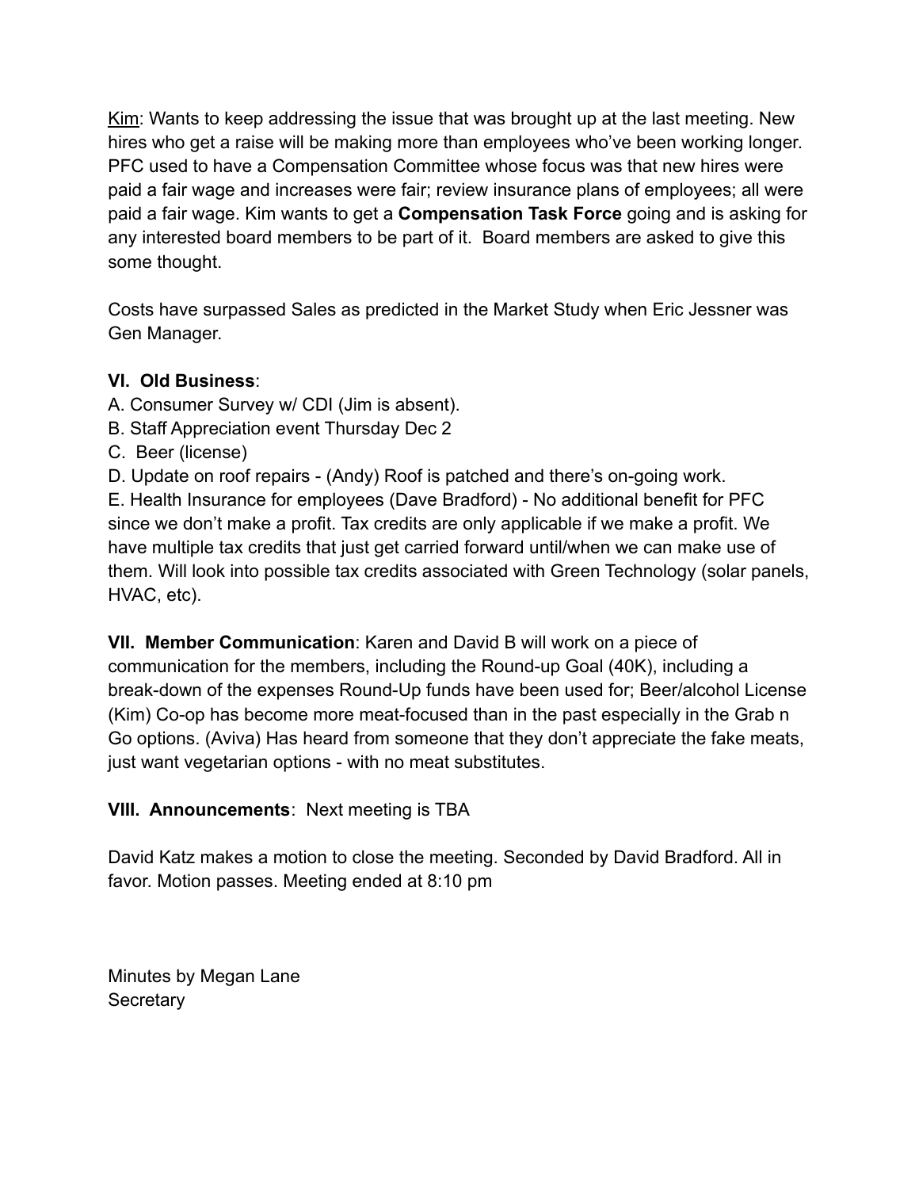<u>Kim</u>: Wants to keep addressing the issue that was brought up at the last meeting. New hires who get a raise will be making more than employees who've been working longer. PFC used to have a Compensation Committee whose focus was that new hires were paid a fair wage and increases were fair; review insurance plans of employees; all were paid a fair wage. Kim wants to get a **Compensation Task Force** going and is asking for any interested board members to be part of it. Board members are asked to give this some thought.

Costs have surpassed Sales as predicted in the Market Study when Eric Jessner was Gen Manager.

**VI. Old Business**:

A. Consumer Survey w/ CDI (Jim is absent).
B. Staff Appreciation event Thursday Dec 2
C. Beer (license)
D. Update on roof repairs - (Andy) Roof is patched and there's on-going work.
E. Health Insurance for employees (Dave Bradford) - No additional benefit for PFC since we don't make a profit. Tax credits are only applicable if we make a profit. We have multiple tax credits that just get carried forward until/when we can make use of them. Will look into possible tax credits associated with Green Technology (solar panels, HVAC, etc).

**VII. Member Communication**: Karen and David B will work on a piece of communication for the members, including the Round-up Goal (40K), including a break-down of the expenses Round-Up funds have been used for; Beer/alcohol License (Kim) Co-op has become more meat-focused than in the past especially in the Grab n Go options. (Aviva) Has heard from someone that they don't appreciate the fake meats, just want vegetarian options - with no meat substitutes.

**VIII. Announcements**: Next meeting is TBA

David Katz makes a motion to close the meeting. Seconded by David Bradford. All in favor. Motion passes. Meeting ended at 8:10 pm

Minutes by Megan Lane
Secretary